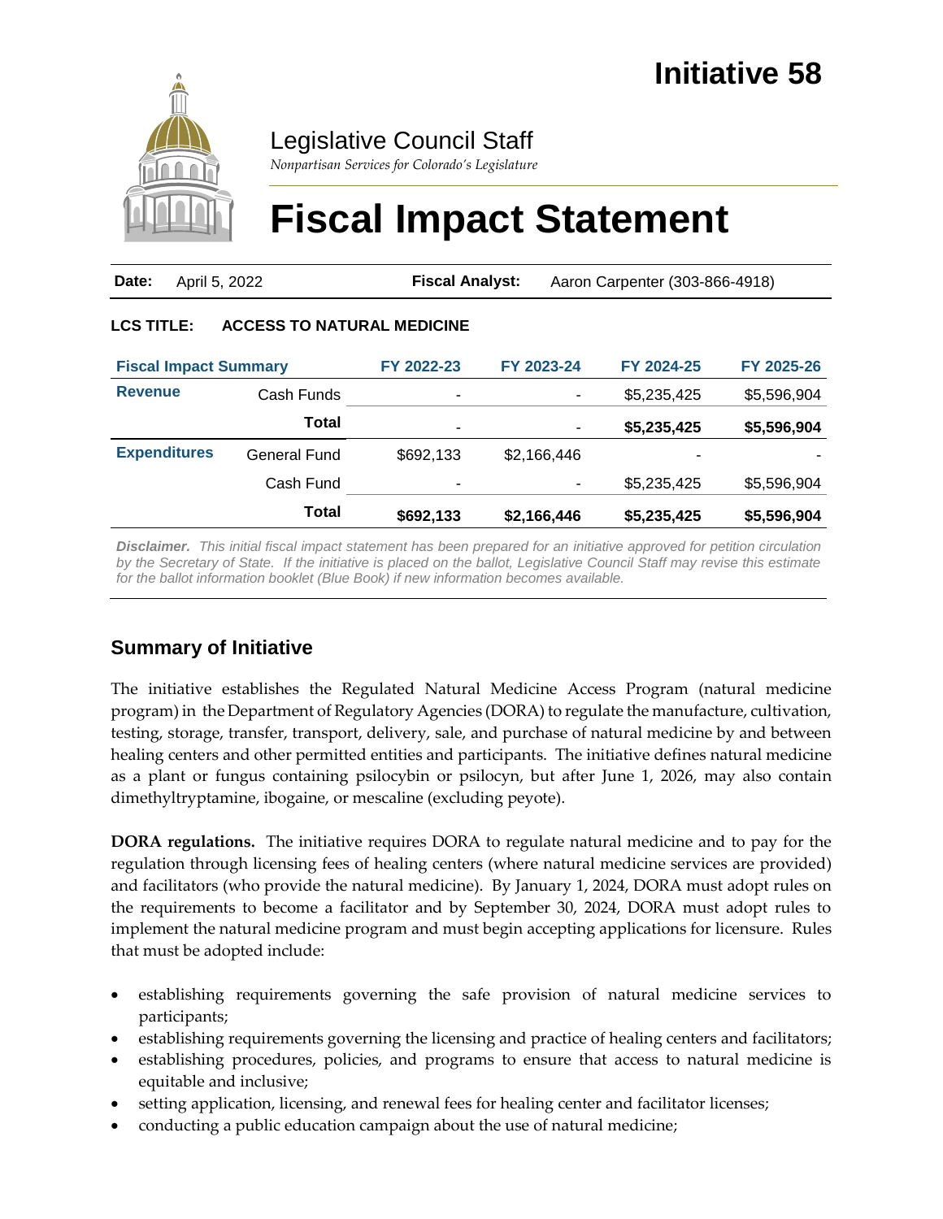# Initiative 58

Legislative Council Staff

*Nonpartisan Services for Colorado's Legislature*

# Fiscal Impact Statement

**Date:** April 5, 2022 **Fiscal Analyst:** Aaron Carpenter (303-866-4918)

**LCS TITLE: ACCESS TO NATURAL MEDICINE**

| Fiscal Impact Summary | | FY 2022-23 | FY 2023-24 | FY 2024-25 | FY 2025-26 |
|---|---|---|---|---|---|
| **Revenue** | Cash Funds | - | - | $5,235,425 | $5,596,904 |
| | **Total** | - | - | **$5,235,425** | **$5,596,904** |
| **Expenditures** | General Fund | $692,133 | $2,166,446 | - | - |
| | Cash Fund | - | - | $5,235,425 | $5,596,904 |
| | **Total** | **$692,133** | **$2,166,446** | **$5,235,425** | **$5,596,904** |

***Disclaimer.*** *This initial fiscal impact statement has been prepared for an initiative approved for petition circulation by the Secretary of State. If the initiative is placed on the ballot, Legislative Council Staff may revise this estimate for the ballot information booklet (Blue Book) if new information becomes available.*

## Summary of Initiative

The initiative establishes the Regulated Natural Medicine Access Program (natural medicine program) in the Department of Regulatory Agencies (DORA) to regulate the manufacture, cultivation, testing, storage, transfer, transport, delivery, sale, and purchase of natural medicine by and between healing centers and other permitted entities and participants. The initiative defines natural medicine as a plant or fungus containing psilocybin or psilocyn, but after June 1, 2026, may also contain dimethyltryptamine, ibogaine, or mescaline (excluding peyote).

**DORA regulations.** The initiative requires DORA to regulate natural medicine and to pay for the regulation through licensing fees of healing centers (where natural medicine services are provided) and facilitators (who provide the natural medicine). By January 1, 2024, DORA must adopt rules on the requirements to become a facilitator and by September 30, 2024, DORA must adopt rules to implement the natural medicine program and must begin accepting applications for licensure. Rules that must be adopted include:

- establishing requirements governing the safe provision of natural medicine services to participants;
- establishing requirements governing the licensing and practice of healing centers and facilitators;
- establishing procedures, policies, and programs to ensure that access to natural medicine is equitable and inclusive;
- setting application, licensing, and renewal fees for healing center and facilitator licenses;
- conducting a public education campaign about the use of natural medicine;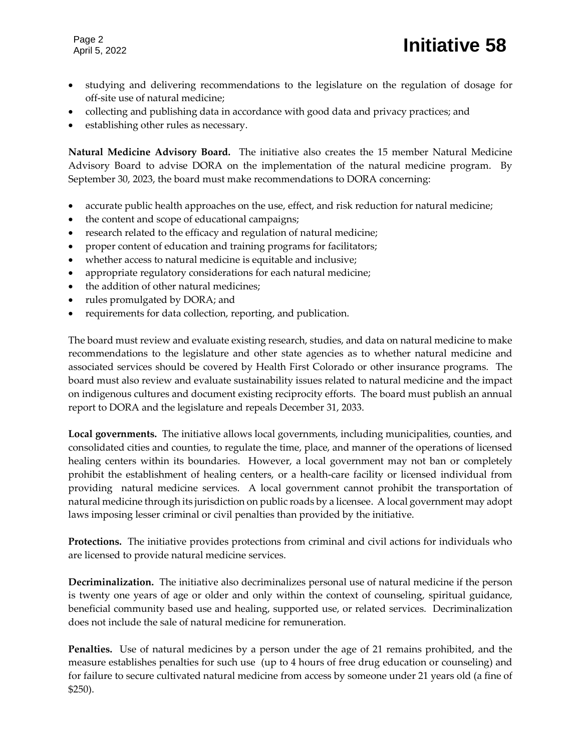- studying and delivering recommendations to the legislature on the regulation of dosage for off-site use of natural medicine;
- collecting and publishing data in accordance with good data and privacy practices; and
- establishing other rules as necessary.

**Natural Medicine Advisory Board.** The initiative also creates the 15 member Natural Medicine Advisory Board to advise DORA on the implementation of the natural medicine program. By September 30, 2023, the board must make recommendations to DORA concerning:

- accurate public health approaches on the use, effect, and risk reduction for natural medicine;
- the content and scope of educational campaigns;
- research related to the efficacy and regulation of natural medicine;
- proper content of education and training programs for facilitators;
- whether access to natural medicine is equitable and inclusive;
- appropriate regulatory considerations for each natural medicine;
- the addition of other natural medicines;
- rules promulgated by DORA; and
- requirements for data collection, reporting, and publication.

The board must review and evaluate existing research, studies, and data on natural medicine to make recommendations to the legislature and other state agencies as to whether natural medicine and associated services should be covered by Health First Colorado or other insurance programs. The board must also review and evaluate sustainability issues related to natural medicine and the impact on indigenous cultures and document existing reciprocity efforts. The board must publish an annual report to DORA and the legislature and repeals December 31, 2033.

**Local governments.** The initiative allows local governments, including municipalities, counties, and consolidated cities and counties, to regulate the time, place, and manner of the operations of licensed healing centers within its boundaries. However, a local government may not ban or completely prohibit the establishment of healing centers, or a health-care facility or licensed individual from providing natural medicine services. A local government cannot prohibit the transportation of natural medicine through its jurisdiction on public roads by a licensee. A local government may adopt laws imposing lesser criminal or civil penalties than provided by the initiative.

**Protections.** The initiative provides protections from criminal and civil actions for individuals who are licensed to provide natural medicine services.

**Decriminalization.** The initiative also decriminalizes personal use of natural medicine if the person is twenty one years of age or older and only within the context of counseling, spiritual guidance, beneficial community based use and healing, supported use, or related services. Decriminalization does not include the sale of natural medicine for remuneration.

**Penalties.** Use of natural medicines by a person under the age of 21 remains prohibited, and the measure establishes penalties for such use (up to 4 hours of free drug education or counseling) and for failure to secure cultivated natural medicine from access by someone under 21 years old (a fine of $250).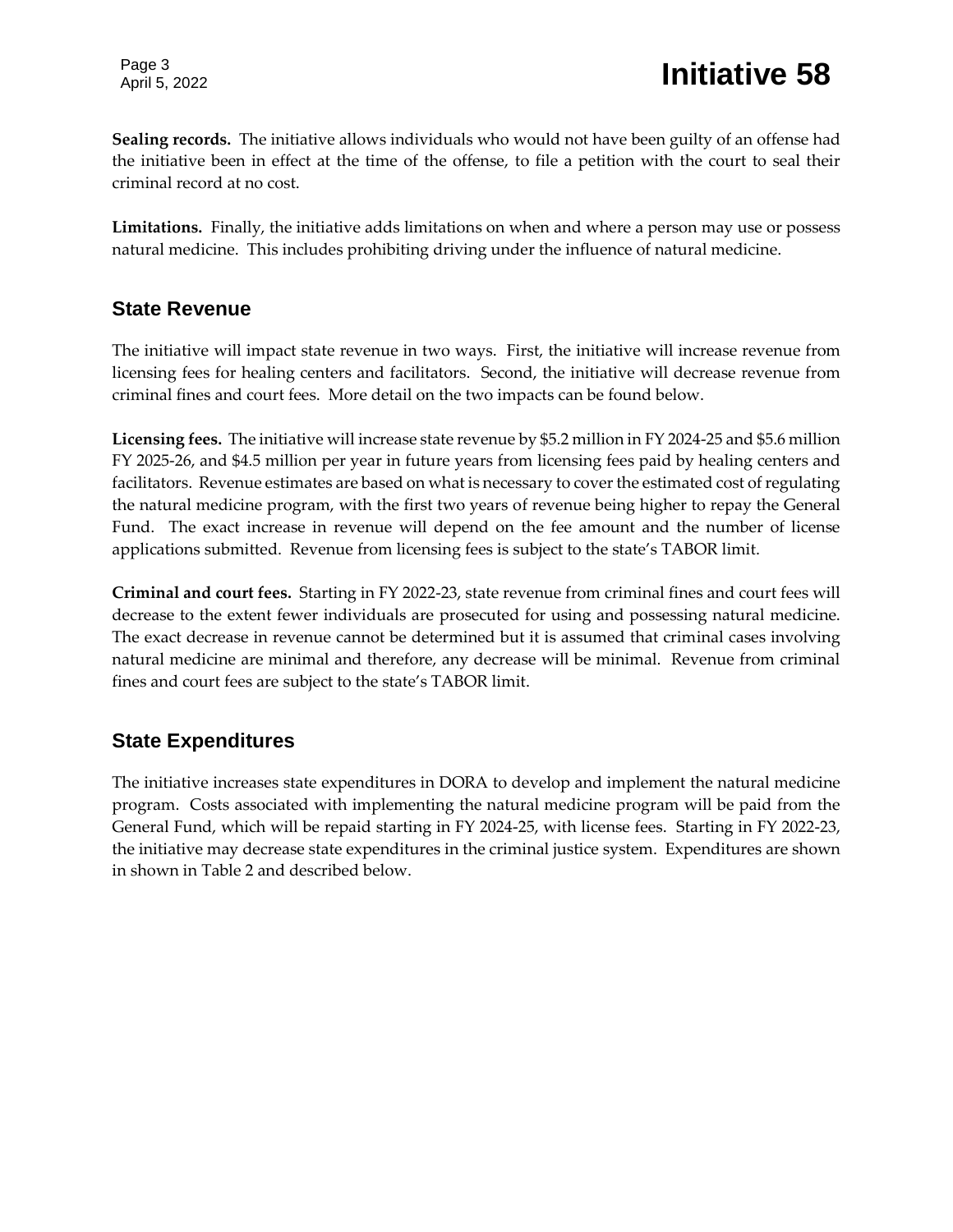**Sealing records.** The initiative allows individuals who would not have been guilty of an offense had the initiative been in effect at the time of the offense, to file a petition with the court to seal their criminal record at no cost.

**Limitations.** Finally, the initiative adds limitations on when and where a person may use or possess natural medicine. This includes prohibiting driving under the influence of natural medicine.

## State Revenue

The initiative will impact state revenue in two ways. First, the initiative will increase revenue from licensing fees for healing centers and facilitators. Second, the initiative will decrease revenue from criminal fines and court fees. More detail on the two impacts can be found below.

**Licensing fees.** The initiative will increase state revenue by $5.2 million in FY 2024-25 and $5.6 million FY 2025-26, and $4.5 million per year in future years from licensing fees paid by healing centers and facilitators. Revenue estimates are based on what is necessary to cover the estimated cost of regulating the natural medicine program, with the first two years of revenue being higher to repay the General Fund. The exact increase in revenue will depend on the fee amount and the number of license applications submitted. Revenue from licensing fees is subject to the state's TABOR limit.

**Criminal and court fees.** Starting in FY 2022-23, state revenue from criminal fines and court fees will decrease to the extent fewer individuals are prosecuted for using and possessing natural medicine. The exact decrease in revenue cannot be determined but it is assumed that criminal cases involving natural medicine are minimal and therefore, any decrease will be minimal. Revenue from criminal fines and court fees are subject to the state's TABOR limit.

## State Expenditures

The initiative increases state expenditures in DORA to develop and implement the natural medicine program. Costs associated with implementing the natural medicine program will be paid from the General Fund, which will be repaid starting in FY 2024-25, with license fees. Starting in FY 2022-23, the initiative may decrease state expenditures in the criminal justice system. Expenditures are shown in shown in Table 2 and described below.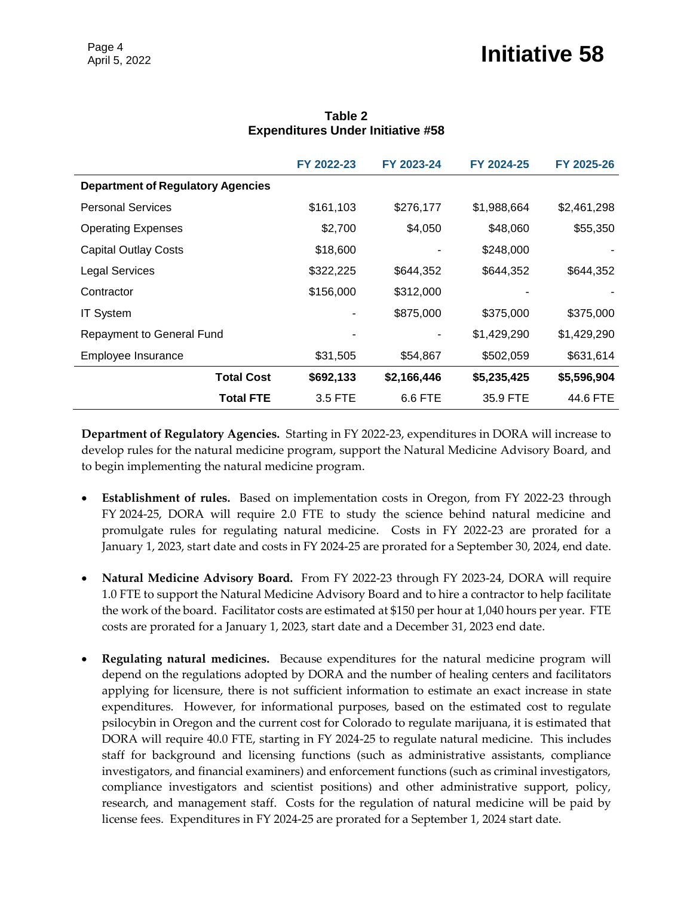**Table 2**
**Expenditures Under Initiative #58**

| | FY 2022-23 | FY 2023-24 | FY 2024-25 | FY 2025-26 |
|---|---|---|---|---|
| **Department of Regulatory Agencies** | | | | |
| Personal Services | $161,103 | $276,177 | $1,988,664 | $2,461,298 |
| Operating Expenses | $2,700 | $4,050 | $48,060 | $55,350 |
| Capital Outlay Costs | $18,600 | - | $248,000 | - |
| Legal Services | $322,225 | $644,352 | $644,352 | $644,352 |
| Contractor | $156,000 | $312,000 | - | - |
| IT System | - | $875,000 | $375,000 | $375,000 |
| Repayment to General Fund | - | - | $1,429,290 | $1,429,290 |
| Employee Insurance | $31,505 | $54,867 | $502,059 | $631,614 |
| **Total Cost** | **$692,133** | **$2,166,446** | **$5,235,425** | **$5,596,904** |
| **Total FTE** | 3.5 FTE | 6.6 FTE | 35.9 FTE | 44.6 FTE |

**Department of Regulatory Agencies.** Starting in FY 2022-23, expenditures in DORA will increase to develop rules for the natural medicine program, support the Natural Medicine Advisory Board, and to begin implementing the natural medicine program.

- **Establishment of rules.** Based on implementation costs in Oregon, from FY 2022-23 through FY 2024-25, DORA will require 2.0 FTE to study the science behind natural medicine and promulgate rules for regulating natural medicine. Costs in FY 2022-23 are prorated for a January 1, 2023, start date and costs in FY 2024-25 are prorated for a September 30, 2024, end date.

- **Natural Medicine Advisory Board.** From FY 2022-23 through FY 2023-24, DORA will require 1.0 FTE to support the Natural Medicine Advisory Board and to hire a contractor to help facilitate the work of the board. Facilitator costs are estimated at $150 per hour at 1,040 hours per year. FTE costs are prorated for a January 1, 2023, start date and a December 31, 2023 end date.

- **Regulating natural medicines.** Because expenditures for the natural medicine program will depend on the regulations adopted by DORA and the number of healing centers and facilitators applying for licensure, there is not sufficient information to estimate an exact increase in state expenditures. However, for informational purposes, based on the estimated cost to regulate psilocybin in Oregon and the current cost for Colorado to regulate marijuana, it is estimated that DORA will require 40.0 FTE, starting in FY 2024-25 to regulate natural medicine. This includes staff for background and licensing functions (such as administrative assistants, compliance investigators, and financial examiners) and enforcement functions (such as criminal investigators, compliance investigators and scientist positions) and other administrative support, policy, research, and management staff. Costs for the regulation of natural medicine will be paid by license fees. Expenditures in FY 2024-25 are prorated for a September 1, 2024 start date.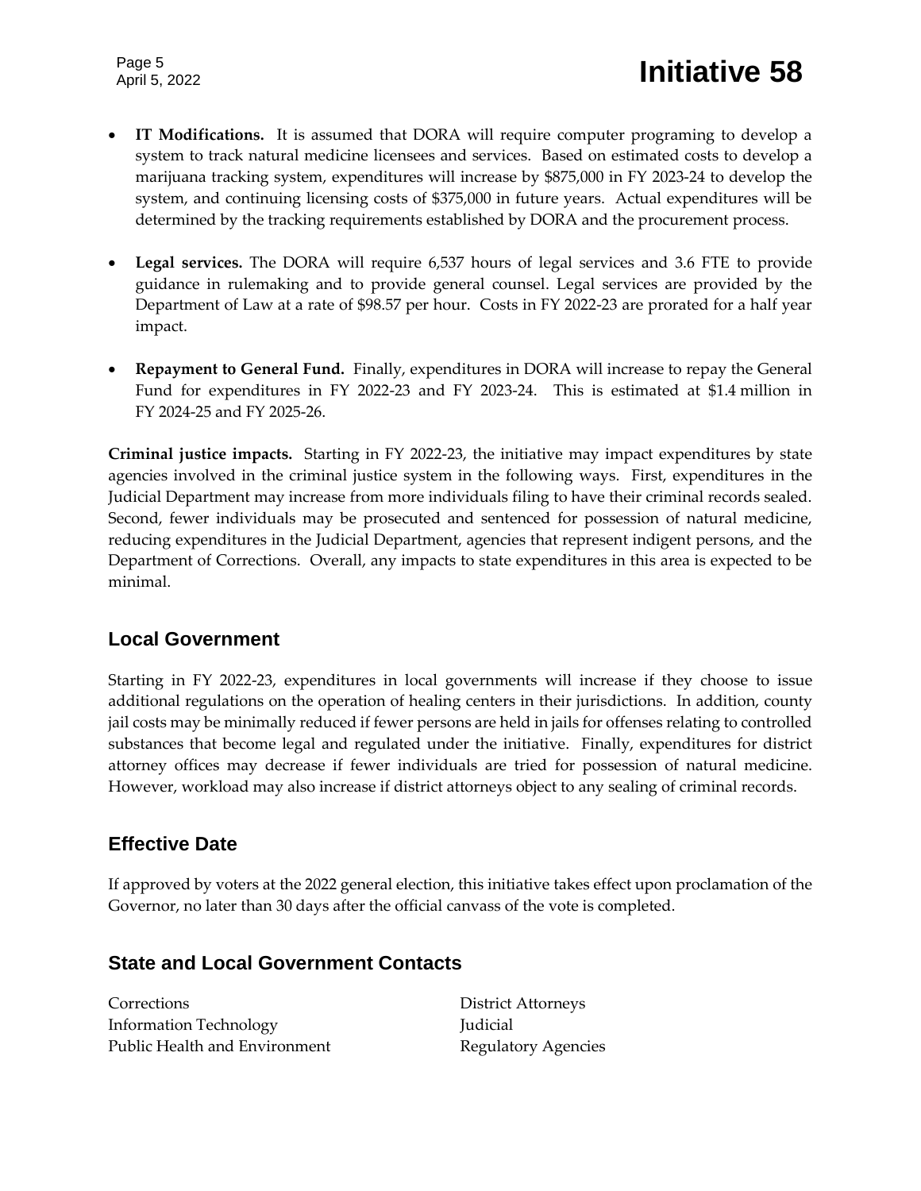- **IT Modifications.** It is assumed that DORA will require computer programing to develop a system to track natural medicine licensees and services. Based on estimated costs to develop a marijuana tracking system, expenditures will increase by $875,000 in FY 2023-24 to develop the system, and continuing licensing costs of $375,000 in future years. Actual expenditures will be determined by the tracking requirements established by DORA and the procurement process.

- **Legal services.** The DORA will require 6,537 hours of legal services and 3.6 FTE to provide guidance in rulemaking and to provide general counsel. Legal services are provided by the Department of Law at a rate of $98.57 per hour. Costs in FY 2022-23 are prorated for a half year impact.

- **Repayment to General Fund.** Finally, expenditures in DORA will increase to repay the General Fund for expenditures in FY 2022-23 and FY 2023-24. This is estimated at $1.4 million in FY 2024-25 and FY 2025-26.

**Criminal justice impacts.** Starting in FY 2022-23, the initiative may impact expenditures by state agencies involved in the criminal justice system in the following ways. First, expenditures in the Judicial Department may increase from more individuals filing to have their criminal records sealed. Second, fewer individuals may be prosecuted and sentenced for possession of natural medicine, reducing expenditures in the Judicial Department, agencies that represent indigent persons, and the Department of Corrections. Overall, any impacts to state expenditures in this area is expected to be minimal.

## Local Government

Starting in FY 2022-23, expenditures in local governments will increase if they choose to issue additional regulations on the operation of healing centers in their jurisdictions. In addition, county jail costs may be minimally reduced if fewer persons are held in jails for offenses relating to controlled substances that become legal and regulated under the initiative. Finally, expenditures for district attorney offices may decrease if fewer individuals are tried for possession of natural medicine. However, workload may also increase if district attorneys object to any sealing of criminal records.

## Effective Date

If approved by voters at the 2022 general election, this initiative takes effect upon proclamation of the Governor, no later than 30 days after the official canvass of the vote is completed.

## State and Local Government Contacts

Corrections
Information Technology
Public Health and Environment
District Attorneys
Judicial
Regulatory Agencies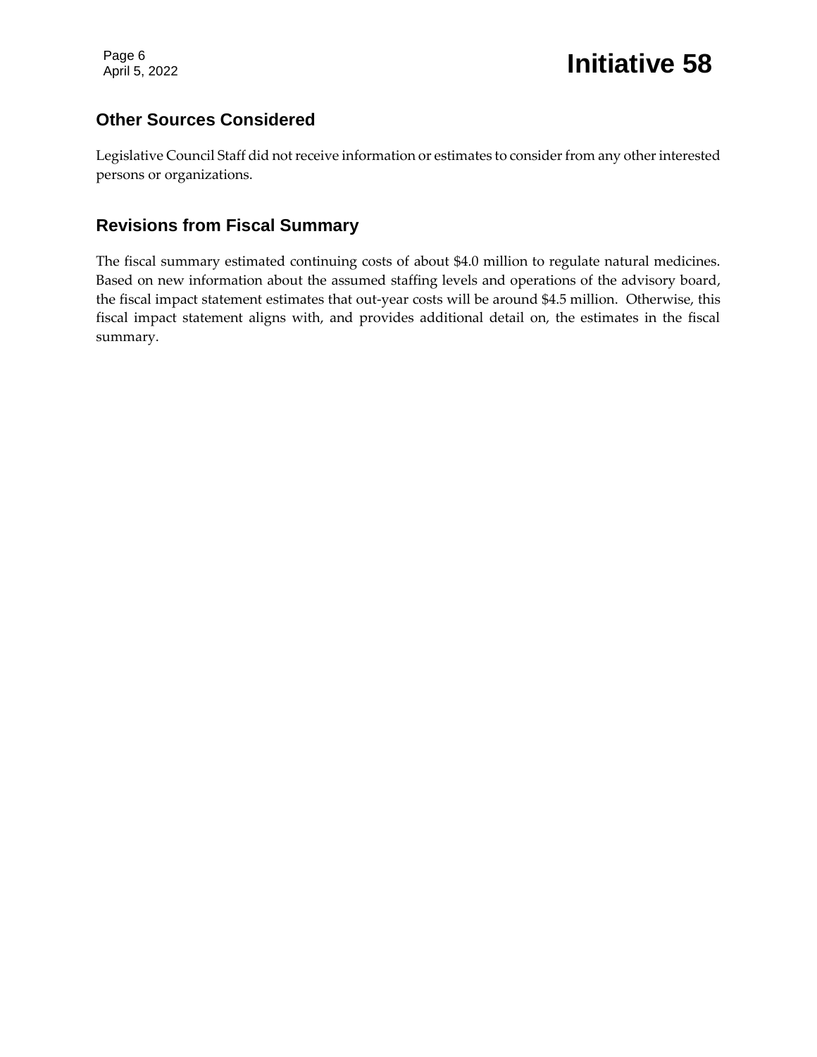## Other Sources Considered

Legislative Council Staff did not receive information or estimates to consider from any other interested persons or organizations.

## Revisions from Fiscal Summary

The fiscal summary estimated continuing costs of about $4.0 million to regulate natural medicines. Based on new information about the assumed staffing levels and operations of the advisory board, the fiscal impact statement estimates that out-year costs will be around $4.5 million. Otherwise, this fiscal impact statement aligns with, and provides additional detail on, the estimates in the fiscal summary.